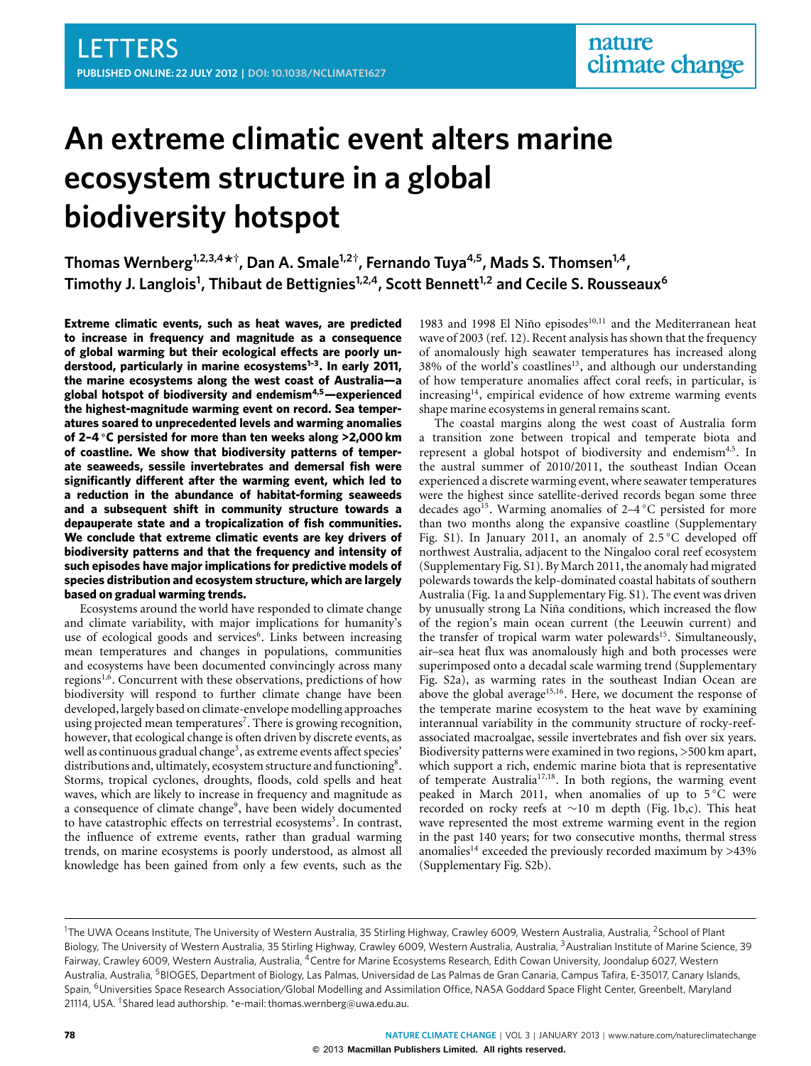LETTERS

# An extreme climatic event alters marine ecosystem structure in a global biodiversity hotspot

**Thomas Wernberg[1,2,3,4*†], Dan A. Smale[1,2†], Fernando Tuya[4,5], Mads S. Thomsen[1,4], Timothy J. Langlois[1], Thibaut de Bettignies[1,2,4], Scott Bennett[1,2] and Cecile S. Rousseaux[6]**

**Extreme climatic events, such as heat waves, are predicted to increase in frequency and magnitude as a consequence of global warming but their ecological effects are poorly understood, particularly in marine ecosystems[1–3]. In early 2011, the marine ecosystems along the west coast of Australia—a global hotspot of biodiversity and endemism[4,5]—experienced the highest-magnitude warming event on record. Sea temperatures soared to unprecedented levels and warming anomalies of 2–4 °C persisted for more than ten weeks along >2,000 km of coastline. We show that biodiversity patterns of temperate seaweeds, sessile invertebrates and demersal fish were significantly different after the warming event, which led to a reduction in the abundance of habitat-forming seaweeds and a subsequent shift in community structure towards a depauperate state and a tropicalization of fish communities. We conclude that extreme climatic events are key drivers of biodiversity patterns and that the frequency and intensity of such episodes have major implications for predictive models of species distribution and ecosystem structure, which are largely based on gradual warming trends.**

Ecosystems around the world have responded to climate change and climate variability, with major implications for humanity's use of ecological goods and services[6]. Links between increasing mean temperatures and changes in populations, communities and ecosystems have been documented convincingly across many regions[1,6]. Concurrent with these observations, predictions of how biodiversity will respond to further climate change have been developed, largely based on climate-envelope modelling approaches using projected mean temperatures[7]. There is growing recognition, however, that ecological change is often driven by discrete events, as well as continuous gradual change[3], as extreme events affect species' distributions and, ultimately, ecosystem structure and functioning[8]. Storms, tropical cyclones, droughts, floods, cold spells and heat waves, which are likely to increase in frequency and magnitude as a consequence of climate change[9], have been widely documented to have catastrophic effects on terrestrial ecosystems[3]. In contrast, the influence of extreme events, rather than gradual warming trends, on marine ecosystems is poorly understood, as almost all knowledge has been gained from only a few events, such as the 1983 and 1998 El Niño episodes[10,11] and the Mediterranean heat wave of 2003 (ref. 12). Recent analysis has shown that the frequency of anomalously high seawater temperatures has increased along 38% of the world's coastlines[13], and although our understanding of how temperature anomalies affect coral reefs, in particular, is increasing[14], empirical evidence of how extreme warming events shape marine ecosystems in general remains scant.

The coastal margins along the west coast of Australia form a transition zone between tropical and temperate biota and represent a global hotspot of biodiversity and endemism[4,5]. In the austral summer of 2010/2011, the southeast Indian Ocean experienced a discrete warming event, where seawater temperatures were the highest since satellite-derived records began some three decades ago[15]. Warming anomalies of 2–4 °C persisted for more than two months along the expansive coastline (Supplementary Fig. S1). In January 2011, an anomaly of 2.5 °C developed off northwest Australia, adjacent to the Ningaloo coral reef ecosystem (Supplementary Fig. S1). By March 2011, the anomaly had migrated polewards towards the kelp-dominated coastal habitats of southern Australia (Fig. 1a and Supplementary Fig. S1). The event was driven by unusually strong La Niña conditions, which increased the flow of the region's main ocean current (the Leeuwin current) and the transfer of tropical warm water polewards[15]. Simultaneously, air–sea heat flux was anomalously high and both processes were superimposed onto a decadal scale warming trend (Supplementary Fig. S2a), as warming rates in the southeast Indian Ocean are above the global average[15,16]. Here, we document the response of the temperate marine ecosystem to the heat wave by examining interannual variability in the community structure of rocky-reef-associated macroalgae, sessile invertebrates and fish over six years. Biodiversity patterns were examined in two regions, >500 km apart, which support a rich, endemic marine biota that is representative of temperate Australia[17,18]. In both regions, the warming event peaked in March 2011, when anomalies of up to 5 °C were recorded on rocky reefs at ~10 m depth (Fig. 1b,c). This heat wave represented the most extreme warming event in the region in the past 140 years; for two consecutive months, thermal stress anomalies[14] exceeded the previously recorded maximum by >43% (Supplementary Fig. S2b).

[1]The UWA Oceans Institute, The University of Western Australia, 35 Stirling Highway, Crawley 6009, Western Australia, Australia, [2]School of Plant Biology, The University of Western Australia, 35 Stirling Highway, Crawley 6009, Western Australia, Australia, [3]Australian Institute of Marine Science, 39 Fairway, Crawley 6009, Western Australia, Australia, [4]Centre for Marine Ecosystems Research, Edith Cowan University, Joondalup 6027, Western Australia, Australia, [5]BIOGES, Department of Biology, Las Palmas, Universidad de Las Palmas de Gran Canaria, Campus Tafira, E-35017, Canary Islands, Spain, [6]Universities Space Research Association/Global Modelling and Assimilation Office, NASA Goddard Space Flight Center, Greenbelt, Maryland 21114, USA. [†]Shared lead authorship. *e-mail: thomas.wernberg@uwa.edu.au.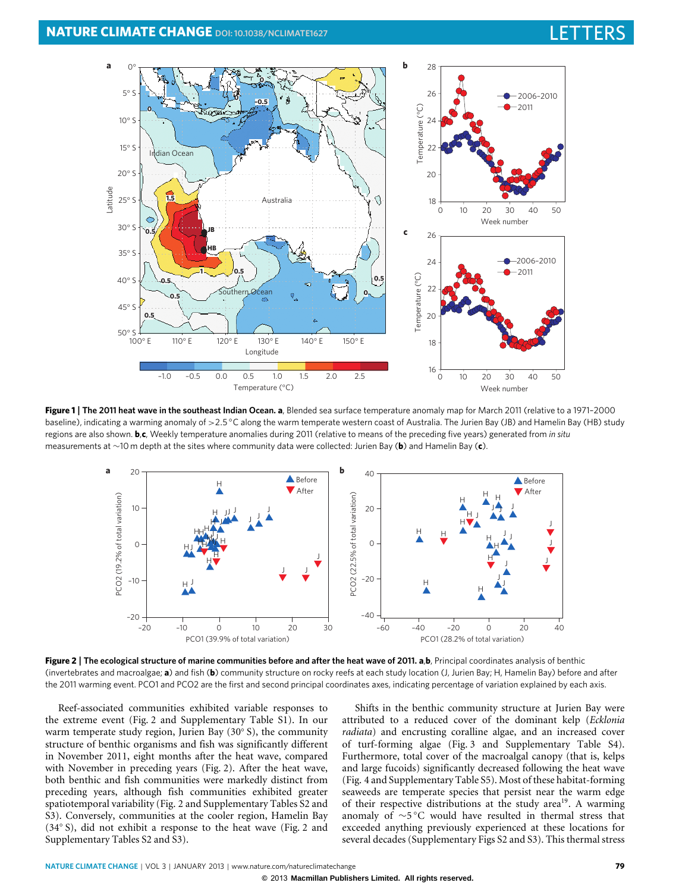**Figure 1 | The 2011 heat wave in the southeast Indian Ocean. a**, Blended sea surface temperature anomaly map for March 2011 (relative to a 1971–2000 baseline), indicating a warming anomaly of >2.5 °C along the warm temperate western coast of Australia. The Jurien Bay (JB) and Hamelin Bay (HB) study regions are also shown. **b**,**c**, Weekly temperature anomalies during 2011 (relative to means of the preceding five years) generated from *in situ* measurements at ~10 m depth at the sites where community data were collected: Jurien Bay (**b**) and Hamelin Bay (**c**).

**Figure 2 | The ecological structure of marine communities before and after the heat wave of 2011. a**,**b**, Principal coordinates analysis of benthic (invertebrates and macroalgae; **a**) and fish (**b**) community structure on rocky reefs at each study location (J, Jurien Bay; H, Hamelin Bay) before and after the 2011 warming event. PCO1 and PCO2 are the first and second principal coordinates axes, indicating percentage of variation explained by each axis.

Reef-associated communities exhibited variable responses to the extreme event (Fig. 2 and Supplementary Table S1). In our warm temperate study region, Jurien Bay (30° S), the community structure of benthic organisms and fish was significantly different in November 2011, eight months after the heat wave, compared with November in preceding years (Fig. 2). After the heat wave, both benthic and fish communities were markedly distinct from preceding years, although fish communities exhibited greater spatiotemporal variability (Fig. 2 and Supplementary Tables S2 and S3). Conversely, communities at the cooler region, Hamelin Bay (34° S), did not exhibit a response to the heat wave (Fig. 2 and Supplementary Tables S2 and S3).

Shifts in the benthic community structure at Jurien Bay were attributed to a reduced cover of the dominant kelp (*Ecklonia radiata*) and encrusting coralline algae, and an increased cover of turf-forming algae (Fig. 3 and Supplementary Table S4). Furthermore, total cover of the macroalgal canopy (that is, kelps and large fucoids) significantly decreased following the heat wave (Fig. 4 and Supplementary Table S5). Most of these habitat-forming seaweeds are temperate species that persist near the warm edge of their respective distributions at the study area[19]. A warming anomaly of ~5 °C would have resulted in thermal stress that exceeded anything previously experienced at these locations for several decades (Supplementary Figs S2 and S3). This thermal stress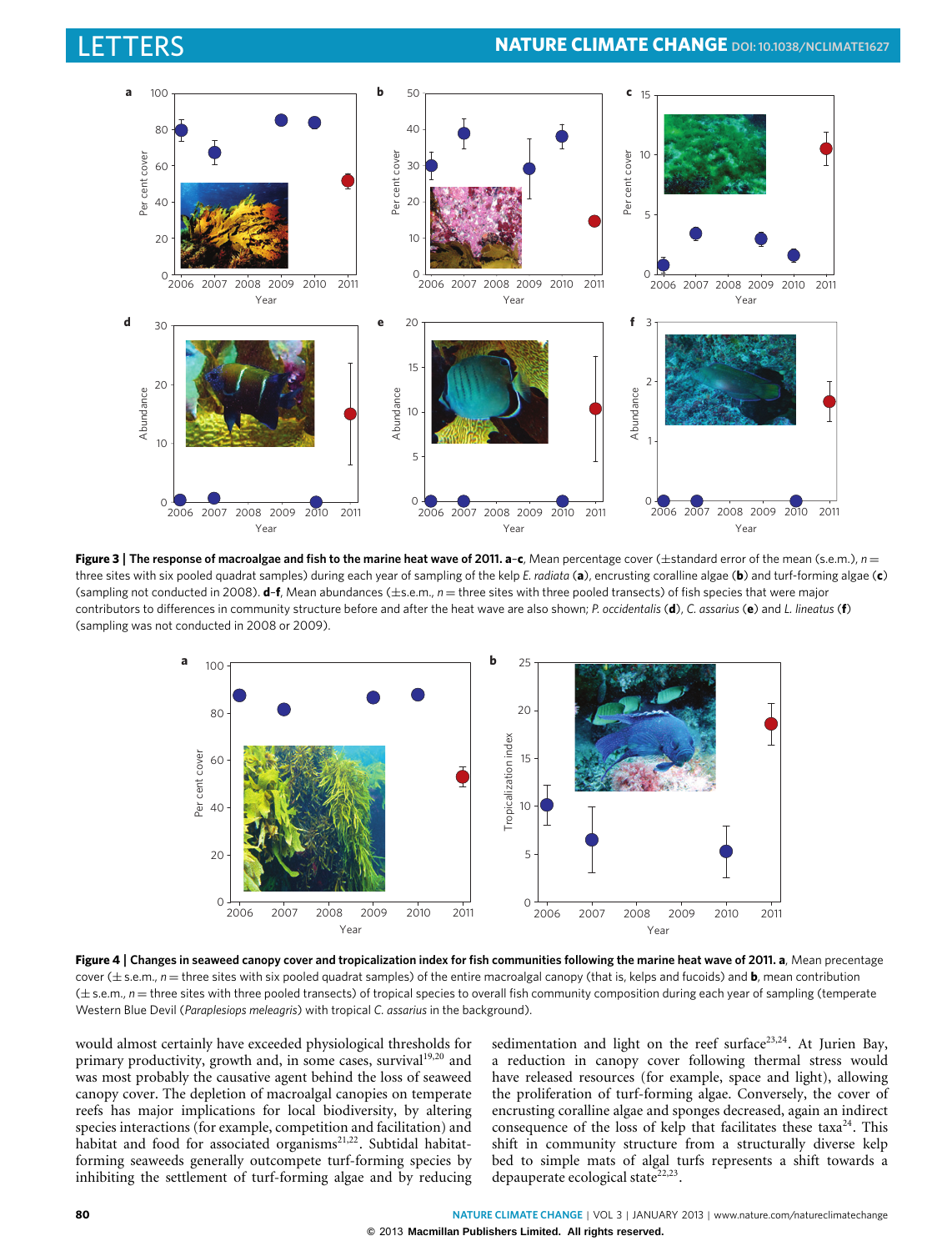**Figure 3 | The response of macroalgae and fish to the marine heat wave of 2011. a–c**, Mean percentage cover (±standard error of the mean (s.e.m.), $n$ = three sites with six pooled quadrat samples) during each year of sampling of the kelp *E. radiata* (**a**), encrusting coralline algae (**b**) and turf-forming algae (**c**) (sampling not conducted in 2008). **d–f**, Mean abundances (±s.e.m., $n$ = three sites with three pooled transects) of fish species that were major contributors to differences in community structure before and after the heat wave are also shown; *P. occidentalis* (**d**), *C. assarius* (**e**) and *L. lineatus* (**f**) (sampling was not conducted in 2008 or 2009).

**Figure 4 | Changes in seaweed canopy cover and tropicalization index for fish communities following the marine heat wave of 2011. a**, Mean precentage cover (± s.e.m., $n$ = three sites with six pooled quadrat samples) of the entire macroalgal canopy (that is, kelps and fucoids) and **b**, mean contribution (± s.e.m., $n$ = three sites with three pooled transects) of tropical species to overall fish community composition during each year of sampling (temperate Western Blue Devil (*Paraplesiops meleagris*) with tropical *C. assarius* in the background).

would almost certainly have exceeded physiological thresholds for primary productivity, growth and, in some cases, survival[19,20] and was most probably the causative agent behind the loss of seaweed canopy cover. The depletion of macroalgal canopies on temperate reefs has major implications for local biodiversity, by altering species interactions (for example, competition and facilitation) and habitat and food for associated organisms[21,22]. Subtidal habitat-forming seaweeds generally outcompete turf-forming species by inhibiting the settlement of turf-forming algae and by reducing sedimentation and light on the reef surface[23,24]. At Jurien Bay, a reduction in canopy cover following thermal stress would have released resources (for example, space and light), allowing the proliferation of turf-forming algae. Conversely, the cover of encrusting coralline algae and sponges decreased, again an indirect consequence of the loss of kelp that facilitates these taxa[24]. This shift in community structure from a structurally diverse kelp bed to simple mats of algal turfs represents a shift towards a depauperate ecological state[22,23].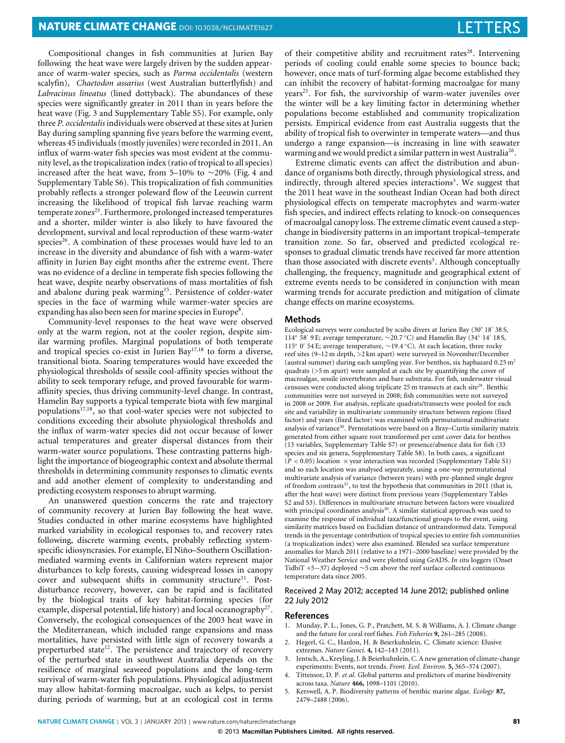Compositional changes in fish communities at Jurien Bay following the heat wave were largely driven by the sudden appearance of warm-water species, such as *Parma occidentalis* (western scalyfin), *Chaetodon assarius* (west Australian butterflyfish) and *Labracinus lineatus* (lined dottyback). The abundances of these species were significantly greater in 2011 than in years before the heat wave (Fig. 3 and Supplementary Table S5). For example, only three *P. occidentalis* individuals were observed at these sites at Jurien Bay during sampling spanning five years before the warming event, whereas 45 individuals (mostly juveniles) were recorded in 2011. An influx of warm-water fish species was most evident at the community level, as the tropicalization index (ratio of tropical to all species) increased after the heat wave, from 5–10% to ~20% (Fig. 4 and Supplementary Table S6). This tropicalization of fish communities probably reflects a stronger poleward flow of the Leeuwin current increasing the likelihood of tropical fish larvae reaching warm temperate zones[25]. Furthermore, prolonged increased temperatures and a shorter, milder winter is also likely to have favoured the development, survival and local reproduction of these warm-water species[26]. A combination of these processes would have led to an increase in the diversity and abundance of fish with a warm-water affinity in Jurien Bay eight months after the extreme event. There was no evidence of a decline in temperate fish species following the heat wave, despite nearby observations of mass mortalities of fish and abalone during peak warming[15]. Persistence of colder-water species in the face of warming while warmer-water species are expanding has also been seen for marine species in Europe[8].

Community-level responses to the heat wave were observed only at the warm region, not at the cooler region, despite similar warming profiles. Marginal populations of both temperate and tropical species co-exist in Jurien Bay[17,18] to form a diverse, transitional biota. Soaring temperatures would have exceeded the physiological thresholds of sessile cool-affinity species without the ability to seek temporary refuge, and proved favourable for warm-affinity species, thus driving community-level change. In contrast, Hamelin Bay supports a typical temperate biota with few marginal populations[17,18], so that cool-water species were not subjected to conditions exceeding their absolute physiological thresholds and the influx of warm-water species did not occur because of lower actual temperatures and greater dispersal distances from their warm-water source populations. These contrasting patterns highlight the importance of biogeographic context and absolute thermal thresholds in determining community responses to climatic events and add another element of complexity to understanding and predicting ecosystem responses to abrupt warming.

An unanswered question concerns the rate and trajectory of community recovery at Jurien Bay following the heat wave. Studies conducted in other marine ecosystems have highlighted marked variability in ecological responses to, and recovery rates following, discrete warming events, probably reflecting system-specific idiosyncrasies. For example, El Niño–Southern Oscillation-mediated warming events in Californian waters represent major disturbances to kelp forests, causing widespread losses in canopy cover and subsequent shifts in community structure[11]. Post-disturbance recovery, however, can be rapid and is facilitated by the biological traits of key habitat-forming species (for example, dispersal potential, life history) and local oceanography[27]. Conversely, the ecological consequences of the 2003 heat wave in the Mediterranean, which included range expansions and mass mortalities, have persisted with little sign of recovery towards a preperturbed state[12]. The persistence and trajectory of recovery of the perturbed state in southwest Australia depends on the resilience of marginal seaweed populations and the long-term survival of warm-water fish populations. Physiological adjustment may allow habitat-forming macroalgae, such as kelps, to persist during periods of warming, but at an ecological cost in terms of their competitive ability and recruitment rates[28]. Intervening periods of cooling could enable some species to bounce back; however, once mats of turf-forming algae become established they can inhibit the recovery of habitat-forming macroalgae for many years[23]. For fish, the survivorship of warm-water juveniles over the winter will be a key limiting factor in determining whether populations become established and community tropicalization persists. Empirical evidence from east Australia suggests that the ability of tropical fish to overwinter in temperate waters—and thus undergo a range expansion—is increasing in line with seawater warming and we would predict a similar pattern in west Australia[26].

Extreme climatic events can affect the distribution and abundance of organisms both directly, through physiological stress, and indirectly, through altered species interactions[3]. We suggest that the 2011 heat wave in the southeast Indian Ocean had both direct physiological effects on temperate macrophytes and warm-water fish species, and indirect effects relating to knock-on consequences of macroalgal canopy loss. The extreme climatic event caused a step-change in biodiversity patterns in an important tropical–temperate transition zone. So far, observed and predicted ecological responses to gradual climatic trends have received far more attention than those associated with discrete events[3]. Although conceptually challenging, the frequency, magnitude and geographical extent of extreme events needs to be considered in conjunction with mean warming trends for accurate prediction and mitigation of climate change effects on marine ecosystems.

## Methods

Ecological surveys were conducted by scuba divers at Jurien Bay (30° 18′ 38 S, 114° 58′ 9 E; average temperature, ~20.7 °C) and Hamelin Bay (34° 14′ 18 S, 115° 0′ 54 E; average temperature, ~19.4 °C). At each location, three rocky reef sites (9–12 m depth, >2 km apart) were surveyed in November/December (austral summer) during each sampling year. For benthos, six haphazard 0.25 m$^2$ quadrats (>5 m apart) were sampled at each site by quantifying the cover of macroalgae, sessile invertebrates and bare substrata. For fish, underwater visual censuses were conducted along triplicate 25 m transects at each site[29]. Benthic communities were not surveyed in 2008; fish communities were not surveyed in 2008 or 2009. For analysis, replicate quadrats/transects were pooled for each site and variability in multivariate community structure between regions (fixed factor) and years (fixed factor) was examined with permutational multivariate analysis of variance[30]. Permutations were based on a Bray–Curtis similarity matrix generated from either square root transformed per cent cover data for benthos (13 variables, Supplementary Table S7) or presence/absence data for fish (33 species and six genera, Supplementary Table S8). In both cases, a significant ($P < 0.05$) location × year interaction was recorded (Supplementary Table S1) and so each location was analysed separately, using a one-way permutational multivariate analysis of variance (between years) with pre-planned single degree of freedom contrasts[31], to test the hypothesis that communities in 2011 (that is, after the heat wave) were distinct from previous years (Supplementary Tables S2 and S3). Differences in multivariate structure between factors were visualized with principal coordinates analysis[30]. A similar statistical approach was used to examine the response of individual taxa/functional groups to the event, using similarity matrices based on Euclidian distance of untransformed data. Temporal trends in the percentage contribution of tropical species to entire fish communities (a tropicalization index) were also examined. Blended sea surface temperature anomalies for March 2011 (relative to a 1971–2000 baseline) were provided by the National Weather Service and were plotted using GrADS. *In situ* loggers (Onset TidbiT +5–37) deployed ~5 cm above the reef surface collected continuous temperature data since 2005.

Received 2 May 2012; accepted 14 June 2012; published online 22 July 2012

## References

1. Munday, P. L., Jones, G. P., Pratchett, M. S. & Williams, A. J. Climate change and the future for coral reef fishes. *Fish Fisheries* **9,** 261–285 (2008).
2. Hegerl, G. C., Hanlon, H. & Beierkuhnlein, C. Climate science: Elusive extremes. *Nature Geosci.* **4,** 142–143 (2011).
3. Jentsch, A., Kreyling, J. & Beierkuhnlein, C. A new generation of climate-change experiments: Events, not trends. *Front. Ecol. Environ.* **5,** 365–374 (2007).
4. Tittensor, D. P. *et al.* Global patterns and predictors of marine biodiversity across taxa. *Nature* **466,** 1098–1101 (2010).
5. Kerswell, A. P. Biodiversity patterns of benthic marine algae. *Ecology* **87,** 2479–2488 (2006).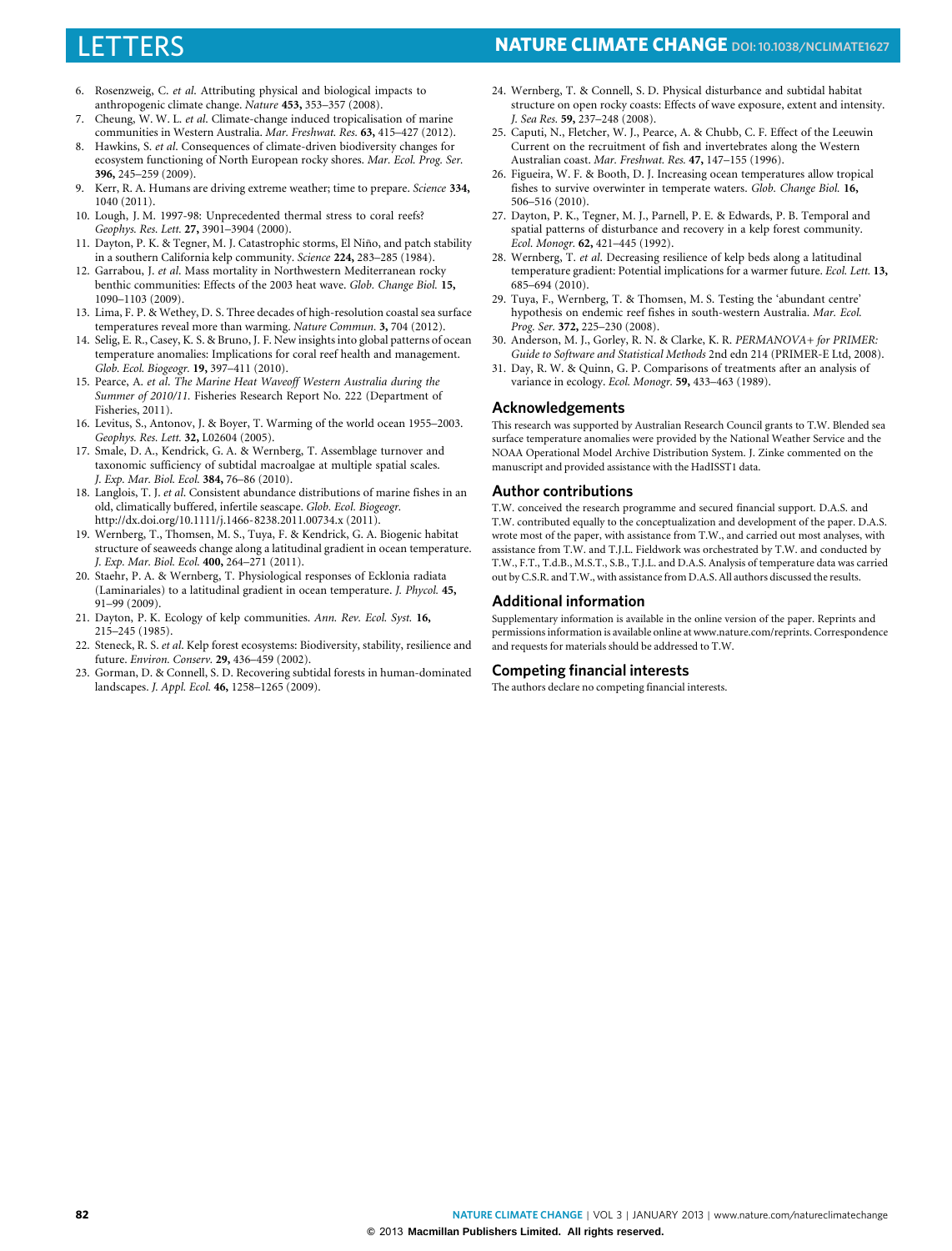6. Rosenzweig, C. *et al*. Attributing physical and biological impacts to anthropogenic climate change. *Nature* **453,** 353–357 (2008).
7. Cheung, W. W. L. *et al*. Climate-change induced tropicalisation of marine communities in Western Australia. *Mar. Freshwat. Res.* **63,** 415–427 (2012).
8. Hawkins, S. *et al*. Consequences of climate-driven biodiversity changes for ecosystem functioning of North European rocky shores. *Mar. Ecol. Prog. Ser.* **396,** 245–259 (2009).
9. Kerr, R. A. Humans are driving extreme weather; time to prepare. *Science* **334,** 1040 (2011).
10. Lough, J. M. 1997-98: Unprecedented thermal stress to coral reefs? *Geophys. Res. Lett.* **27,** 3901–3904 (2000).
11. Dayton, P. K. & Tegner, M. J. Catastrophic storms, El Niño, and patch stability in a southern California kelp community. *Science* **224,** 283–285 (1984).
12. Garrabou, J. *et al*. Mass mortality in Northwestern Mediterranean rocky benthic communities: Effects of the 2003 heat wave. *Glob. Change Biol.* **15,** 1090–1103 (2009).
13. Lima, F. P. & Wethey, D. S. Three decades of high-resolution coastal sea surface temperatures reveal more than warming. *Nature Commun.* **3,** 704 (2012).
14. Selig, E. R., Casey, K. S. & Bruno, J. F. New insights into global patterns of ocean temperature anomalies: Implications for coral reef health and management. *Glob. Ecol. Biogeogr.* **19,** 397–411 (2010).
15. Pearce, A. *et al*. *The Marine Heat Waveoff Western Australia during the Summer of 2010/11.* Fisheries Research Report No. 222 (Department of Fisheries, 2011).
16. Levitus, S., Antonov, J. & Boyer, T. Warming of the world ocean 1955–2003. *Geophys. Res. Lett.* **32,** L02604 (2005).
17. Smale, D. A., Kendrick, G. A. & Wernberg, T. Assemblage turnover and taxonomic sufficiency of subtidal macroalgae at multiple spatial scales. *J. Exp. Mar. Biol. Ecol.* **384,** 76–86 (2010).
18. Langlois, T. J. *et al*. Consistent abundance distributions of marine fishes in an old, climatically buffered, infertile seascape. *Glob. Ecol. Biogeogr.* http://dx.doi.org/10.1111/j.1466-8238.2011.00734.x (2011).
19. Wernberg, T., Thomsen, M. S., Tuya, F. & Kendrick, G. A. Biogenic habitat structure of seaweeds change along a latitudinal gradient in ocean temperature. *J. Exp. Mar. Biol. Ecol.* **400,** 264–271 (2011).
20. Staehr, P. A. & Wernberg, T. Physiological responses of Ecklonia radiata (Laminariales) to a latitudinal gradient in ocean temperature. *J. Phycol.* **45,** 91–99 (2009).
21. Dayton, P. K. Ecology of kelp communities. *Ann. Rev. Ecol. Syst.* **16,** 215–245 (1985).
22. Steneck, R. S. *et al*. Kelp forest ecosystems: Biodiversity, stability, resilience and future. *Environ. Conserv.* **29,** 436–459 (2002).
23. Gorman, D. & Connell, S. D. Recovering subtidal forests in human-dominated landscapes. *J. Appl. Ecol.* **46,** 1258–1265 (2009).
24. Wernberg, T. & Connell, S. D. Physical disturbance and subtidal habitat structure on open rocky coasts: Effects of wave exposure, extent and intensity. *J. Sea Res.* **59,** 237–248 (2008).
25. Caputi, N., Fletcher, W. J., Pearce, A. & Chubb, C. F. Effect of the Leeuwin Current on the recruitment of fish and invertebrates along the Western Australian coast. *Mar. Freshwat. Res.* **47,** 147–155 (1996).
26. Figueira, W. F. & Booth, D. J. Increasing ocean temperatures allow tropical fishes to survive overwinter in temperate waters. *Glob. Change Biol.* **16,** 506–516 (2010).
27. Dayton, P. K., Tegner, M. J., Parnell, P. E. & Edwards, P. B. Temporal and spatial patterns of disturbance and recovery in a kelp forest community. *Ecol. Monogr.* **62,** 421–445 (1992).
28. Wernberg, T. *et al*. Decreasing resilience of kelp beds along a latitudinal temperature gradient: Potential implications for a warmer future. *Ecol. Lett.* **13,** 685–694 (2010).
29. Tuya, F., Wernberg, T. & Thomsen, M. S. Testing the 'abundant centre' hypothesis on endemic reef fishes in south-western Australia. *Mar. Ecol. Prog. Ser.* **372,** 225–230 (2008).
30. Anderson, M. J., Gorley, R. N. & Clarke, K. R. *PERMANOVA+ for PRIMER: Guide to Software and Statistical Methods* 2nd edn 214 (PRIMER-E Ltd, 2008).
31. Day, R. W. & Quinn, G. P. Comparisons of treatments after an analysis of variance in ecology. *Ecol. Monogr.* **59,** 433–463 (1989).

## Acknowledgements

This research was supported by Australian Research Council grants to T.W. Blended sea surface temperature anomalies were provided by the National Weather Service and the NOAA Operational Model Archive Distribution System. J. Zinke commented on the manuscript and provided assistance with the HadISST1 data.

## Author contributions

T.W. conceived the research programme and secured financial support. D.A.S. and T.W. contributed equally to the conceptualization and development of the paper. D.A.S. wrote most of the paper, with assistance from T.W., and carried out most analyses, with assistance from T.W. and T.J.L. Fieldwork was orchestrated by T.W. and conducted by T.W., F.T., T.d.B., M.S.T., S.B., T.J.L. and D.A.S. Analysis of temperature data was carried out by C.S.R. and T.W., with assistance from D.A.S. All authors discussed the results.

## Additional information

Supplementary information is available in the online version of the paper. Reprints and permissions information is available online at www.nature.com/reprints. Correspondence and requests for materials should be addressed to T.W.

## Competing financial interests

The authors declare no competing financial interests.